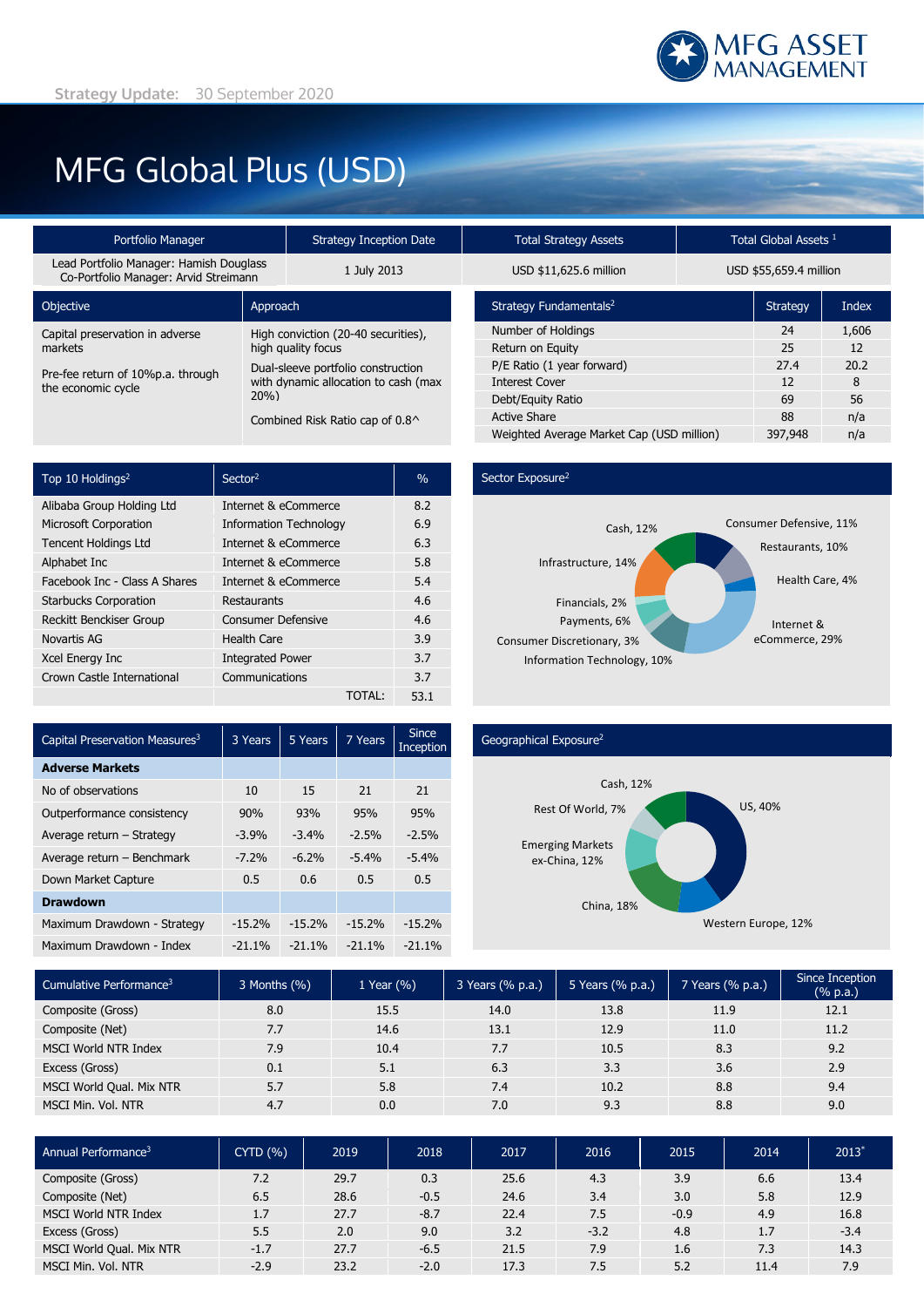MFG ASSET MANAGEMENT

**Strategy Update:** 30 September 2020

# MFG Global Plus (USD)

| Portfolio Manager | Strategy Inception Date | Total Strategy Assets | Total Global Assets [1] |
|---|---|---|---|
| Lead Portfolio Manager: Hamish Douglass<br>Co-Portfolio Manager: Arvid Streimann | 1 July 2013 | USD $11,625.6 million | USD $55,659.4 million |

| Objective | Approach |
|---|---|
| Capital preservation in adverse markets<br><br>Pre-fee return of 10%p.a. through the economic cycle | High conviction (20-40 securities), high quality focus<br><br>Dual-sleeve portfolio construction with dynamic allocation to cash (max 20%)<br><br>Combined Risk Ratio cap of 0.8^ |

| Strategy Fundamentals[2] | Strategy | Index |
|---|---|---|
| Number of Holdings | 24 | 1,606 |
| Return on Equity | 25 | 12 |
| P/E Ratio (1 year forward) | 27.4 | 20.2 |
| Interest Cover | 12 | 8 |
| Debt/Equity Ratio | 69 | 56 |
| Active Share | 88 | n/a |
| Weighted Average Market Cap (USD million) | 397,948 | n/a |

| Top 10 Holdings[2] | Sector[2] | % |
|---|---|---|
| Alibaba Group Holding Ltd | Internet & eCommerce | 8.2 |
| Microsoft Corporation | Information Technology | 6.9 |
| Tencent Holdings Ltd | Internet & eCommerce | 6.3 |
| Alphabet Inc | Internet & eCommerce | 5.8 |
| Facebook Inc - Class A Shares | Internet & eCommerce | 5.4 |
| Starbucks Corporation | Restaurants | 4.6 |
| Reckitt Benckiser Group | Consumer Defensive | 4.6 |
| Novartis AG | Health Care | 3.9 |
| Xcel Energy Inc | Integrated Power | 3.7 |
| Crown Castle International | Communications | 3.7 |
| | TOTAL: | 53.1 |

**Sector Exposure[2]**

Consumer Defensive, 11%; Restaurants, 10%; Health Care, 4%; Internet & eCommerce, 29%; Information Technology, 10%; Consumer Discretionary, 3%; Payments, 6%; Financials, 2%; Infrastructure, 14%; Cash, 12%

| Capital Preservation Measures[3] | 3 Years | 5 Years | 7 Years | Since Inception |
|---|---|---|---|---|
| **Adverse Markets** | | | | |
| No of observations | 10 | 15 | 21 | 21 |
| Outperformance consistency | 90% | 93% | 95% | 95% |
| Average return – Strategy | -3.9% | -3.4% | -2.5% | -2.5% |
| Average return – Benchmark | -7.2% | -6.2% | -5.4% | -5.4% |
| Down Market Capture | 0.5 | 0.6 | 0.5 | 0.5 |
| **Drawdown** | | | | |
| Maximum Drawdown - Strategy | -15.2% | -15.2% | -15.2% | -15.2% |
| Maximum Drawdown - Index | -21.1% | -21.1% | -21.1% | -21.1% |

**Geographical Exposure[2]**

US, 40%; Western Europe, 12%; China, 18%; Emerging Markets ex-China, 12%; Rest Of World, 7%; Cash, 12%

| Cumulative Performance[3] | 3 Months (%) | 1 Year (%) | 3 Years (% p.a.) | 5 Years (% p.a.) | 7 Years (% p.a.) | Since Inception (% p.a.) |
|---|---|---|---|---|---|---|
| Composite (Gross) | 8.0 | 15.5 | 14.0 | 13.8 | 11.9 | 12.1 |
| Composite (Net) | 7.7 | 14.6 | 13.1 | 12.9 | 11.0 | 11.2 |
| MSCI World NTR Index | 7.9 | 10.4 | 7.7 | 10.5 | 8.3 | 9.2 |
| Excess (Gross) | 0.1 | 5.1 | 6.3 | 3.3 | 3.6 | 2.9 |
| MSCI World Qual. Mix NTR | 5.7 | 5.8 | 7.4 | 10.2 | 8.8 | 9.4 |
| MSCI Min. Vol. NTR | 4.7 | 0.0 | 7.0 | 9.3 | 8.8 | 9.0 |

| Annual Performance[3] | CYTD (%) | 2019 | 2018 | 2017 | 2016 | 2015 | 2014 | 2013* |
|---|---|---|---|---|---|---|---|---|
| Composite (Gross) | 7.2 | 29.7 | 0.3 | 25.6 | 4.3 | 3.9 | 6.6 | 13.4 |
| Composite (Net) | 6.5 | 28.6 | -0.5 | 24.6 | 3.4 | 3.0 | 5.8 | 12.9 |
| MSCI World NTR Index | 1.7 | 27.7 | -8.7 | 22.4 | 7.5 | -0.9 | 4.9 | 16.8 |
| Excess (Gross) | 5.5 | 2.0 | 9.0 | 3.2 | -3.2 | 4.8 | 1.7 | -3.4 |
| MSCI World Qual. Mix NTR | -1.7 | 27.7 | -6.5 | 21.5 | 7.9 | 1.6 | 7.3 | 14.3 |
| MSCI Min. Vol. NTR | -2.9 | 23.2 | -2.0 | 17.3 | 7.5 | 5.2 | 11.4 | 7.9 |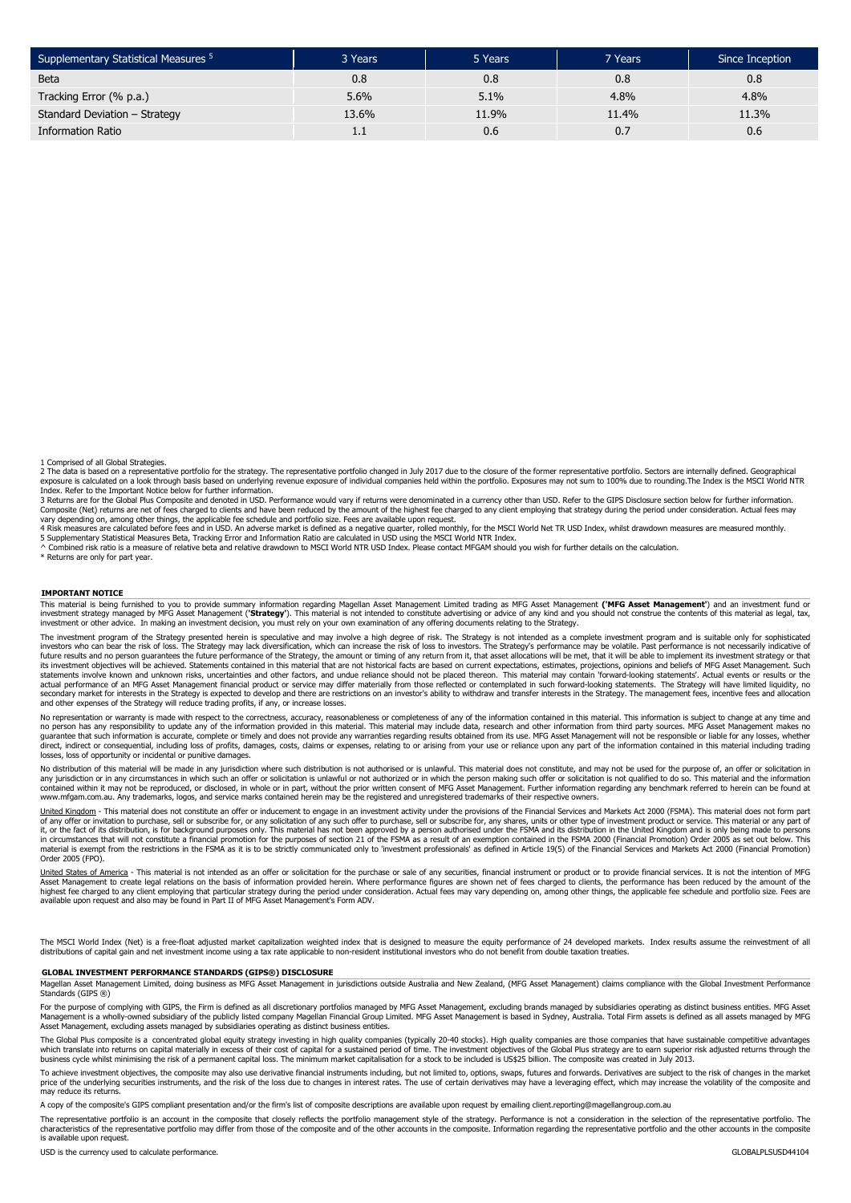| Supplementary Statistical Measures [5] | 3 Years | 5 Years | 7 Years | Since Inception |
|---|---|---|---|---|
| Beta | 0.8 | 0.8 | 0.8 | 0.8 |
| Tracking Error (% p.a.) | 5.6% | 5.1% | 4.8% | 4.8% |
| Standard Deviation – Strategy | 13.6% | 11.9% | 11.4% | 11.3% |
| Information Ratio | 1.1 | 0.6 | 0.7 | 0.6 |

1 Comprised of all Global Strategies.
2 The data is based on a representative portfolio for the strategy. The representative portfolio changed in July 2017 due to the closure of the former representative portfolio. Sectors are internally defined. Geographical exposure is calculated on a look through basis based on underlying revenue exposure of individual companies held within the portfolio. Exposures may not sum to 100% due to rounding.The Index is the MSCI World NTR Index. Refer to the Important Notice below for further information.
3 Returns are for the Global Plus Composite and denoted in USD. Performance would vary if returns were denominated in a currency other than USD. Refer to the GIPS Disclosure section below for further information. Composite (Net) returns are net of fees charged to clients and have been reduced by the amount of the highest fee charged to any client employing that strategy during the period under consideration. Actual fees may vary depending on, among other things, the applicable fee schedule and portfolio size. Fees are available upon request.
4 Risk measures are calculated before fees and in USD. An adverse market is defined as a negative quarter, rolled monthly, for the MSCI World Net TR USD Index, whilst drawdown measures are measured monthly.
5 Supplementary Statistical Measures Beta, Tracking Error and Information Ratio are calculated in USD using the MSCI World NTR Index.
^ Combined risk ratio is a measure of relative beta and relative drawdown to MSCI World NTR USD Index. Please contact MFGAM should you wish for further details on the calculation.
* Returns are only for part year.

## IMPORTANT NOTICE

This material is being furnished to you to provide summary information regarding Magellan Asset Management Limited trading as MFG Asset Management **('MFG Asset Management')** and an investment fund or investment strategy managed by MFG Asset Management ('**Strategy**'). This material is not intended to constitute advertising or advice of any kind and you should not construe the contents of this material as legal, tax, investment or other advice. In making an investment decision, you must rely on your own examination of any offering documents relating to the Strategy.

The investment program of the Strategy presented herein is speculative and may involve a high degree of risk. The Strategy is not intended as a complete investment program and is suitable only for sophisticated investors who can bear the risk of loss. The Strategy may lack diversification, which can increase the risk of loss to investors. The Strategy's performance may be volatile. Past performance is not necessarily indicative of future results and no person guarantees the future performance of the Strategy, the amount or timing of any return from it, that asset allocations will be met, that it will be able to implement its investment strategy or that its investment objectives will be achieved. Statements contained in this material that are not historical facts are based on current expectations, estimates, projections, opinions and beliefs of MFG Asset Management. Such statements involve known and unknown risks, uncertainties and other factors, and undue reliance should not be placed thereon. This material may contain 'forward-looking statements'. Actual events or results or the actual performance of an MFG Asset Management financial product or service may differ materially from those reflected or contemplated in such forward-looking statements. The Strategy will have limited liquidity, no secondary market for interests in the Strategy is expected to develop and there are restrictions on an investor's ability to withdraw and transfer interests in the Strategy. The management fees, incentive fees and allocation and other expenses of the Strategy will reduce trading profits, if any, or increase losses.

No representation or warranty is made with respect to the correctness, accuracy, reasonableness or completeness of any of the information contained in this material. This information is subject to change at any time and no person has any responsibility to update any of the information provided in this material. This material may include data, research and other information from third party sources. MFG Asset Management makes no guarantee that such information is accurate, complete or timely and does not provide any warranties regarding results obtained from its use. MFG Asset Management will not be responsible or liable for any losses, whether direct, indirect or consequential, including loss of profits, damages, costs, claims or expenses, relating to or arising from your use or reliance upon any part of the information contained in this material including trading losses, loss of opportunity or incidental or punitive damages.

No distribution of this material will be made in any jurisdiction where such distribution is not authorised or is unlawful. This material does not constitute, and may not be used for the purpose of, an offer or solicitation in any jurisdiction or in any circumstances in which such an offer or solicitation is unlawful or not authorized or in which the person making such offer or solicitation is not qualified to do so. This material and the information contained within it may not be reproduced, or disclosed, in whole or in part, without the prior written consent of MFG Asset Management. Further information regarding any benchmark referred to herein can be found at www.mfgam.com.au. Any trademarks, logos, and service marks contained herein may be the registered and unregistered trademarks of their respective owners.

United Kingdom - This material does not constitute an offer or inducement to engage in an investment activity under the provisions of the Financial Services and Markets Act 2000 (FSMA). This material does not form part of any offer or invitation to purchase, sell or subscribe for, or any solicitation of any such offer to purchase, sell or subscribe for, any shares, units or other type of investment product or service. This material or any part of it, or the fact of its distribution, is for background purposes only. This material has not been approved by a person authorised under the FSMA and its distribution in the United Kingdom and is only being made to persons in circumstances that will not constitute a financial promotion for the purposes of section 21 of the FSMA as a result of an exemption contained in the FSMA 2000 (Financial Promotion) Order 2005 as set out below. This material is exempt from the restrictions in the FSMA as it is to be strictly communicated only to 'investment professionals' as defined in Article 19(5) of the Financial Services and Markets Act 2000 (Financial Promotion) Order 2005 (FPO).

United States of America - This material is not intended as an offer or solicitation for the purchase or sale of any securities, financial instrument or product or to provide financial services. It is not the intention of MFG Asset Management to create legal relations on the basis of information provided herein. Where performance figures are shown net of fees charged to clients, the performance has been reduced by the amount of the highest fee charged to any client employing that particular strategy during the period under consideration. Actual fees may vary depending on, among other things, the applicable fee schedule and portfolio size. Fees are available upon request and also may be found in Part II of MFG Asset Management's Form ADV.

The MSCI World Index (Net) is a free-float adjusted market capitalization weighted index that is designed to measure the equity performance of 24 developed markets. Index results assume the reinvestment of all distributions of capital gain and net investment income using a tax rate applicable to non-resident institutional investors who do not benefit from double taxation treaties.

## GLOBAL INVESTMENT PERFORMANCE STANDARDS (GIPS®) DISCLOSURE

Magellan Asset Management Limited, doing business as MFG Asset Management in jurisdictions outside Australia and New Zealand, (MFG Asset Management) claims compliance with the Global Investment Performance Standards (GIPS ®)

For the purpose of complying with GIPS, the Firm is defined as all discretionary portfolios managed by MFG Asset Management, excluding brands managed by subsidiaries operating as distinct business entities. MFG Asset Management is a wholly-owned subsidiary of the publicly listed company Magellan Financial Group Limited. MFG Asset Management is based in Sydney, Australia. Total Firm assets is defined as all assets managed by MFG Asset Management, excluding assets managed by subsidiaries operating as distinct business entities.

The Global Plus composite is a concentrated global equity strategy investing in high quality companies (typically 20-40 stocks). High quality companies are those companies that have sustainable competitive advantages which translate into returns on capital materially in excess of their cost of capital for a sustained period of time. The investment objectives of the Global Plus strategy are to earn superior risk adjusted returns through the business cycle whilst minimising the risk of a permanent capital loss. The minimum market capitalisation for a stock to be included is US$25 billion. The composite was created in July 2013.

To achieve investment objectives, the composite may also use derivative financial instruments including, but not limited to, options, swaps, futures and forwards. Derivatives are subject to the risk of changes in the market price of the underlying securities instruments, and the risk of the loss due to changes in interest rates. The use of certain derivatives may have a leveraging effect, which may increase the volatility of the composite and may reduce its returns.

A copy of the composite's GIPS compliant presentation and/or the firm's list of composite descriptions are available upon request by emailing client.reporting@magellangroup.com.au

The representative portfolio is an account in the composite that closely reflects the portfolio management style of the strategy. Performance is not a consideration in the selection of the representative portfolio. The characteristics of the representative portfolio may differ from those of the composite and of the other accounts in the composite. Information regarding the representative portfolio and the other accounts in the composite is available upon request.

USD is the currency used to calculate performance.

GLOBALPLSUSD44104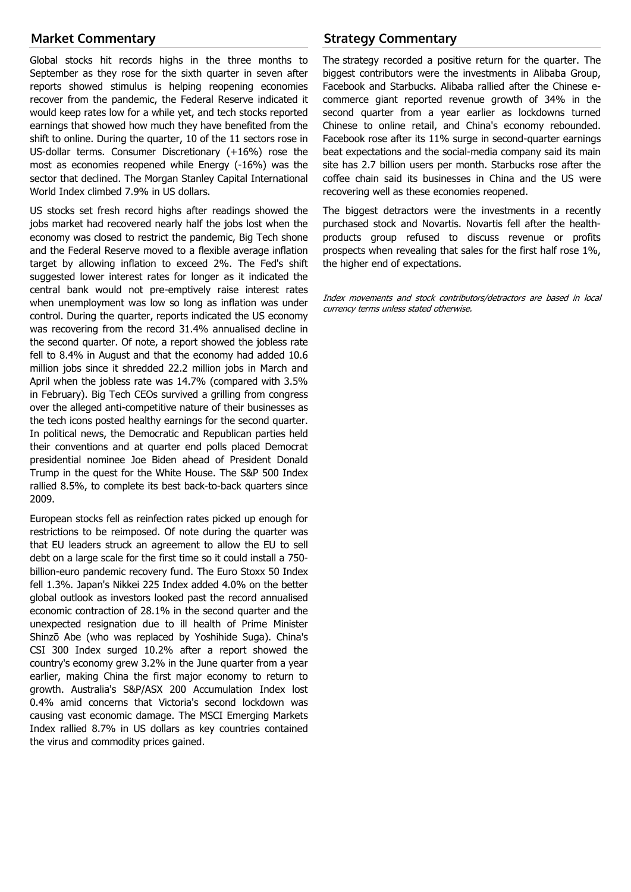## Market Commentary

Global stocks hit records highs in the three months to September as they rose for the sixth quarter in seven after reports showed stimulus is helping reopening economies recover from the pandemic, the Federal Reserve indicated it would keep rates low for a while yet, and tech stocks reported earnings that showed how much they have benefited from the shift to online. During the quarter, 10 of the 11 sectors rose in US-dollar terms. Consumer Discretionary (+16%) rose the most as economies reopened while Energy (-16%) was the sector that declined. The Morgan Stanley Capital International World Index climbed 7.9% in US dollars.

US stocks set fresh record highs after readings showed the jobs market had recovered nearly half the jobs lost when the economy was closed to restrict the pandemic, Big Tech shone and the Federal Reserve moved to a flexible average inflation target by allowing inflation to exceed 2%. The Fed's shift suggested lower interest rates for longer as it indicated the central bank would not pre-emptively raise interest rates when unemployment was low so long as inflation was under control. During the quarter, reports indicated the US economy was recovering from the record 31.4% annualised decline in the second quarter. Of note, a report showed the jobless rate fell to 8.4% in August and that the economy had added 10.6 million jobs since it shredded 22.2 million jobs in March and April when the jobless rate was 14.7% (compared with 3.5% in February). Big Tech CEOs survived a grilling from congress over the alleged anti-competitive nature of their businesses as the tech icons posted healthy earnings for the second quarter. In political news, the Democratic and Republican parties held their conventions and at quarter end polls placed Democrat presidential nominee Joe Biden ahead of President Donald Trump in the quest for the White House. The S&P 500 Index rallied 8.5%, to complete its best back-to-back quarters since 2009.

European stocks fell as reinfection rates picked up enough for restrictions to be reimposed. Of note during the quarter was that EU leaders struck an agreement to allow the EU to sell debt on a large scale for the first time so it could install a 750-billion-euro pandemic recovery fund. The Euro Stoxx 50 Index fell 1.3%. Japan's Nikkei 225 Index added 4.0% on the better global outlook as investors looked past the record annualised economic contraction of 28.1% in the second quarter and the unexpected resignation due to ill health of Prime Minister Shinzō Abe (who was replaced by Yoshihide Suga). China's CSI 300 Index surged 10.2% after a report showed the country's economy grew 3.2% in the June quarter from a year earlier, making China the first major economy to return to growth. Australia's S&P/ASX 200 Accumulation Index lost 0.4% amid concerns that Victoria's second lockdown was causing vast economic damage. The MSCI Emerging Markets Index rallied 8.7% in US dollars as key countries contained the virus and commodity prices gained.

## Strategy Commentary

The strategy recorded a positive return for the quarter. The biggest contributors were the investments in Alibaba Group, Facebook and Starbucks. Alibaba rallied after the Chinese e-commerce giant reported revenue growth of 34% in the second quarter from a year earlier as lockdowns turned Chinese to online retail, and China's economy rebounded. Facebook rose after its 11% surge in second-quarter earnings beat expectations and the social-media company said its main site has 2.7 billion users per month. Starbucks rose after the coffee chain said its businesses in China and the US were recovering well as these economies reopened.

The biggest detractors were the investments in a recently purchased stock and Novartis. Novartis fell after the health-products group refused to discuss revenue or profits prospects when revealing that sales for the first half rose 1%, the higher end of expectations.

*Index movements and stock contributors/detractors are based in local currency terms unless stated otherwise.*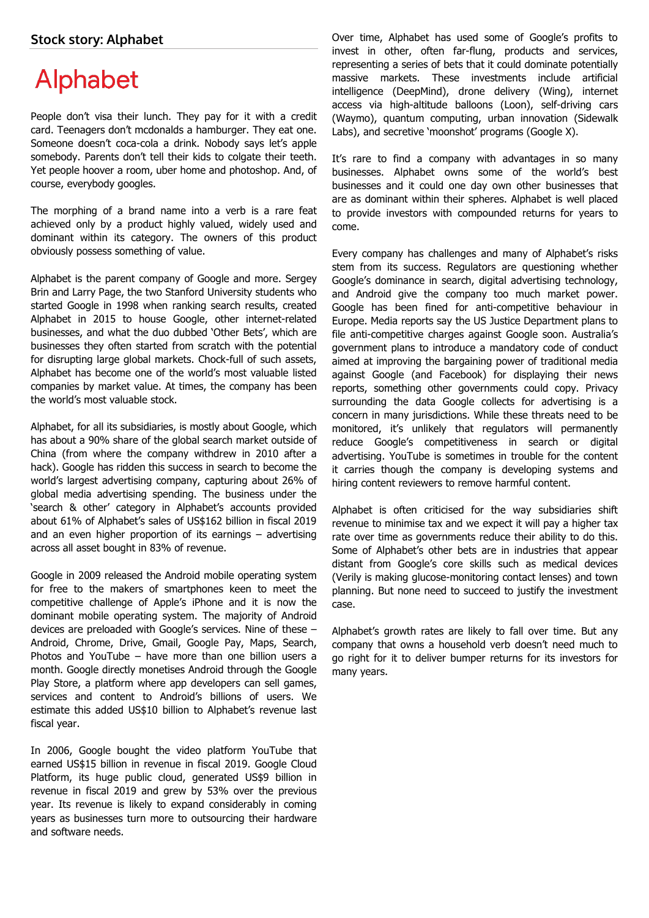## Stock story: Alphabet

# Alphabet

People don't visa their lunch. They pay for it with a credit card. Teenagers don't mcdonalds a hamburger. They eat one. Someone doesn't coca-cola a drink. Nobody says let's apple somebody. Parents don't tell their kids to colgate their teeth. Yet people hoover a room, uber home and photoshop. And, of course, everybody googles.

The morphing of a brand name into a verb is a rare feat achieved only by a product highly valued, widely used and dominant within its category. The owners of this product obviously possess something of value.

Alphabet is the parent company of Google and more. Sergey Brin and Larry Page, the two Stanford University students who started Google in 1998 when ranking search results, created Alphabet in 2015 to house Google, other internet-related businesses, and what the duo dubbed 'Other Bets', which are businesses they often started from scratch with the potential for disrupting large global markets. Chock-full of such assets, Alphabet has become one of the world's most valuable listed companies by market value. At times, the company has been the world's most valuable stock.

Alphabet, for all its subsidiaries, is mostly about Google, which has about a 90% share of the global search market outside of China (from where the company withdrew in 2010 after a hack). Google has ridden this success in search to become the world's largest advertising company, capturing about 26% of global media advertising spending. The business under the 'search & other' category in Alphabet's accounts provided about 61% of Alphabet's sales of US$162 billion in fiscal 2019 and an even higher proportion of its earnings – advertising across all asset bought in 83% of revenue.

Google in 2009 released the Android mobile operating system for free to the makers of smartphones keen to meet the competitive challenge of Apple's iPhone and it is now the dominant mobile operating system. The majority of Android devices are preloaded with Google's services. Nine of these – Android, Chrome, Drive, Gmail, Google Pay, Maps, Search, Photos and YouTube – have more than one billion users a month. Google directly monetises Android through the Google Play Store, a platform where app developers can sell games, services and content to Android's billions of users. We estimate this added US$10 billion to Alphabet's revenue last fiscal year.

In 2006, Google bought the video platform YouTube that earned US$15 billion in revenue in fiscal 2019. Google Cloud Platform, its huge public cloud, generated US$9 billion in revenue in fiscal 2019 and grew by 53% over the previous year. Its revenue is likely to expand considerably in coming years as businesses turn more to outsourcing their hardware and software needs.

Over time, Alphabet has used some of Google's profits to invest in other, often far-flung, products and services, representing a series of bets that it could dominate potentially massive markets. These investments include artificial intelligence (DeepMind), drone delivery (Wing), internet access via high-altitude balloons (Loon), self-driving cars (Waymo), quantum computing, urban innovation (Sidewalk Labs), and secretive 'moonshot' programs (Google X).

It's rare to find a company with advantages in so many businesses. Alphabet owns some of the world's best businesses and it could one day own other businesses that are as dominant within their spheres. Alphabet is well placed to provide investors with compounded returns for years to come.

Every company has challenges and many of Alphabet's risks stem from its success. Regulators are questioning whether Google's dominance in search, digital advertising technology, and Android give the company too much market power. Google has been fined for anti-competitive behaviour in Europe. Media reports say the US Justice Department plans to file anti-competitive charges against Google soon. Australia's government plans to introduce a mandatory code of conduct aimed at improving the bargaining power of traditional media against Google (and Facebook) for displaying their news reports, something other governments could copy. Privacy surrounding the data Google collects for advertising is a concern in many jurisdictions. While these threats need to be monitored, it's unlikely that regulators will permanently reduce Google's competitiveness in search or digital advertising. YouTube is sometimes in trouble for the content it carries though the company is developing systems and hiring content reviewers to remove harmful content.

Alphabet is often criticised for the way subsidiaries shift revenue to minimise tax and we expect it will pay a higher tax rate over time as governments reduce their ability to do this. Some of Alphabet's other bets are in industries that appear distant from Google's core skills such as medical devices (Verily is making glucose-monitoring contact lenses) and town planning. But none need to succeed to justify the investment case.

Alphabet's growth rates are likely to fall over time. But any company that owns a household verb doesn't need much to go right for it to deliver bumper returns for its investors for many years.